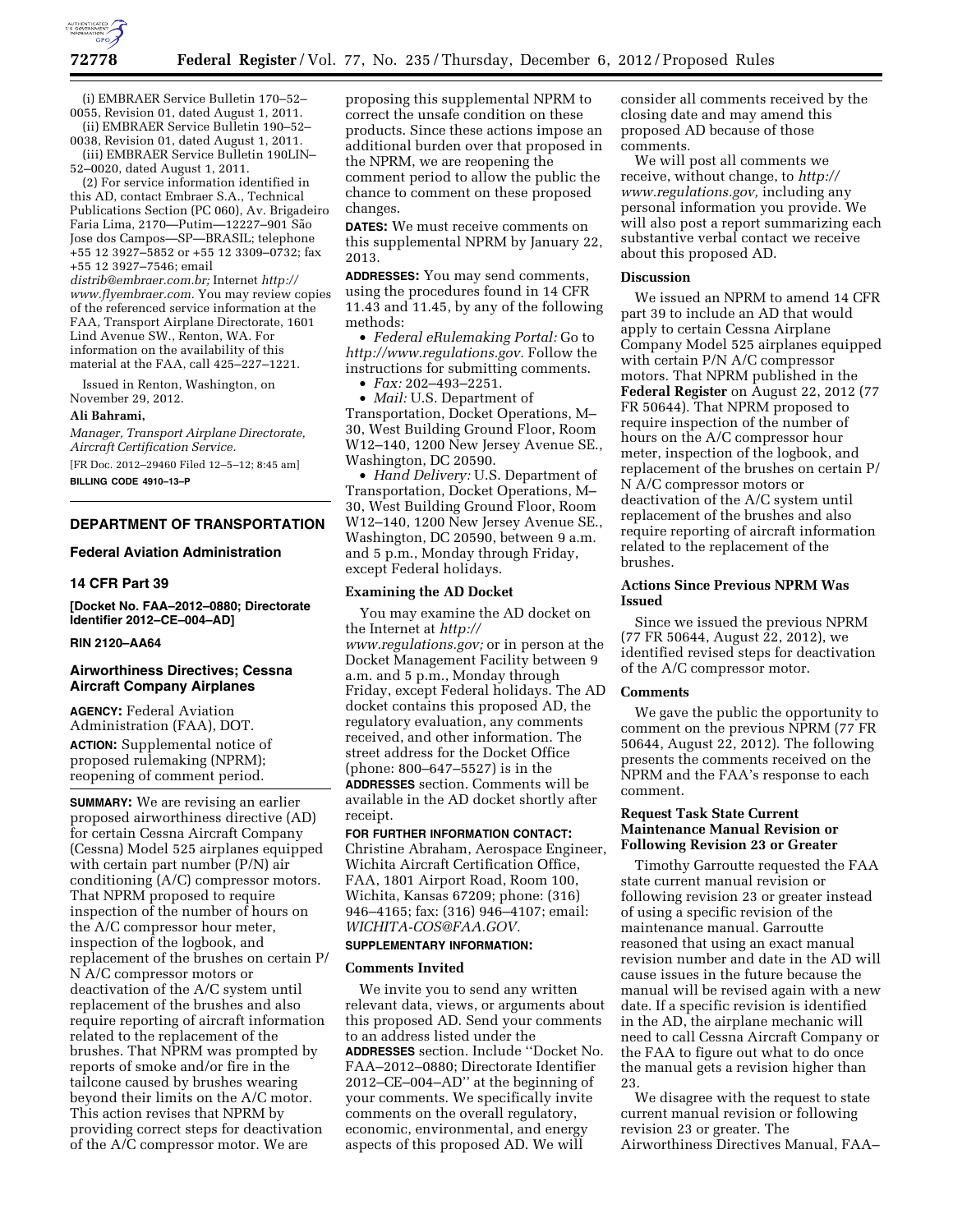(i) EMBRAER Service Bulletin 170–52–0055, Revision 01, dated August 1, 2011.

(ii) EMBRAER Service Bulletin 190–52–0038, Revision 01, dated August 1, 2011.

(iii) EMBRAER Service Bulletin 190LIN–52–0020, dated August 1, 2011.

(2) For service information identified in this AD, contact Embraer S.A., Technical Publications Section (PC 060), Av. Brigadeiro Faria Lima, 2170—Putim—12227–901 São Jose dos Campos—SP—BRASIL; telephone +55 12 3927–5852 or +55 12 3309–0732; fax +55 12 3927–7546; email *distrib@embraer.com.br;* Internet *http://www.flyembraer.com.* You may review copies of the referenced service information at the FAA, Transport Airplane Directorate, 1601 Lind Avenue SW., Renton, WA. For information on the availability of this material at the FAA, call 425–227–1221.

Issued in Renton, Washington, on November 29, 2012.

**Ali Bahrami,**

*Manager, Transport Airplane Directorate, Aircraft Certification Service.*

[FR Doc. 2012–29460 Filed 12–5–12; 8:45 am]

**BILLING CODE 4910–13–P**

## DEPARTMENT OF TRANSPORTATION

### Federal Aviation Administration

### 14 CFR Part 39

**[Docket No. FAA–2012–0880; Directorate Identifier 2012–CE–004–AD]**

**RIN 2120–AA64**

### Airworthiness Directives; Cessna Aircraft Company Airplanes

**AGENCY:** Federal Aviation Administration (FAA), DOT.

**ACTION:** Supplemental notice of proposed rulemaking (NPRM); reopening of comment period.

**SUMMARY:** We are revising an earlier proposed airworthiness directive (AD) for certain Cessna Aircraft Company (Cessna) Model 525 airplanes equipped with certain part number (P/N) air conditioning (A/C) compressor motors. That NPRM proposed to require inspection of the number of hours on the A/C compressor hour meter, inspection of the logbook, and replacement of the brushes on certain P/N A/C compressor motors or deactivation of the A/C system until replacement of the brushes and also require reporting of aircraft information related to the replacement of the brushes. That NPRM was prompted by reports of smoke and/or fire in the tailcone caused by brushes wearing beyond their limits on the A/C motor. This action revises that NPRM by providing correct steps for deactivation of the A/C compressor motor. We are proposing this supplemental NPRM to correct the unsafe condition on these products. Since these actions impose an additional burden over that proposed in the NPRM, we are reopening the comment period to allow the public the chance to comment on these proposed changes.

**DATES:** We must receive comments on this supplemental NPRM by January 22, 2013.

**ADDRESSES:** You may send comments, using the procedures found in 14 CFR 11.43 and 11.45, by any of the following methods:

- *Federal eRulemaking Portal:* Go to *http://www.regulations.gov.* Follow the instructions for submitting comments.
- *Fax:* 202–493–2251.
- *Mail:* U.S. Department of Transportation, Docket Operations, M–30, West Building Ground Floor, Room W12–140, 1200 New Jersey Avenue SE., Washington, DC 20590.
- *Hand Delivery:* U.S. Department of Transportation, Docket Operations, M–30, West Building Ground Floor, Room W12–140, 1200 New Jersey Avenue SE., Washington, DC 20590, between 9 a.m. and 5 p.m., Monday through Friday, except Federal holidays.

#### Examining the AD Docket

You may examine the AD docket on the Internet at *http://www.regulations.gov;* or in person at the Docket Management Facility between 9 a.m. and 5 p.m., Monday through Friday, except Federal holidays. The AD docket contains this proposed AD, the regulatory evaluation, any comments received, and other information. The street address for the Docket Office (phone: 800–647–5527) is in the **ADDRESSES** section. Comments will be available in the AD docket shortly after receipt.

**FOR FURTHER INFORMATION CONTACT:** Christine Abraham, Aerospace Engineer, Wichita Aircraft Certification Office, FAA, 1801 Airport Road, Room 100, Wichita, Kansas 67209; phone: (316) 946–4165; fax: (316) 946–4107; email: *WICHITA-COS@FAA.GOV.*

**SUPPLEMENTARY INFORMATION:**

#### Comments Invited

We invite you to send any written relevant data, views, or arguments about this proposed AD. Send your comments to an address listed under the **ADDRESSES** section. Include ''Docket No. FAA–2012–0880; Directorate Identifier 2012–CE–004–AD'' at the beginning of your comments. We specifically invite comments on the overall regulatory, economic, environmental, and energy aspects of this proposed AD. We will consider all comments received by the closing date and may amend this proposed AD because of those comments.

We will post all comments we receive, without change, to *http://www.regulations.gov,* including any personal information you provide. We will also post a report summarizing each substantive verbal contact we receive about this proposed AD.

#### Discussion

We issued an NPRM to amend 14 CFR part 39 to include an AD that would apply to certain Cessna Airplane Company Model 525 airplanes equipped with certain P/N A/C compressor motors. That NPRM published in the **Federal Register** on August 22, 2012 (77 FR 50644). That NPRM proposed to require inspection of the number of hours on the A/C compressor hour meter, inspection of the logbook, and replacement of the brushes on certain P/N A/C compressor motors or deactivation of the A/C system until replacement of the brushes and also require reporting of aircraft information related to the replacement of the brushes.

#### Actions Since Previous NPRM Was Issued

Since we issued the previous NPRM (77 FR 50644, August 22, 2012), we identified revised steps for deactivation of the A/C compressor motor.

#### Comments

We gave the public the opportunity to comment on the previous NPRM (77 FR 50644, August 22, 2012). The following presents the comments received on the NPRM and the FAA's response to each comment.

#### Request Task State Current Maintenance Manual Revision or Following Revision 23 or Greater

Timothy Garroutte requested the FAA state current manual revision or following revision 23 or greater instead of using a specific revision of the maintenance manual. Garroutte reasoned that using an exact manual revision number and date in the AD will cause issues in the future because the manual will be revised again with a new date. If a specific revision is identified in the AD, the airplane mechanic will need to call Cessna Aircraft Company or the FAA to figure out what to do once the manual gets a revision higher than 23.

We disagree with the request to state current manual revision or following revision 23 or greater. The Airworthiness Directives Manual, FAA–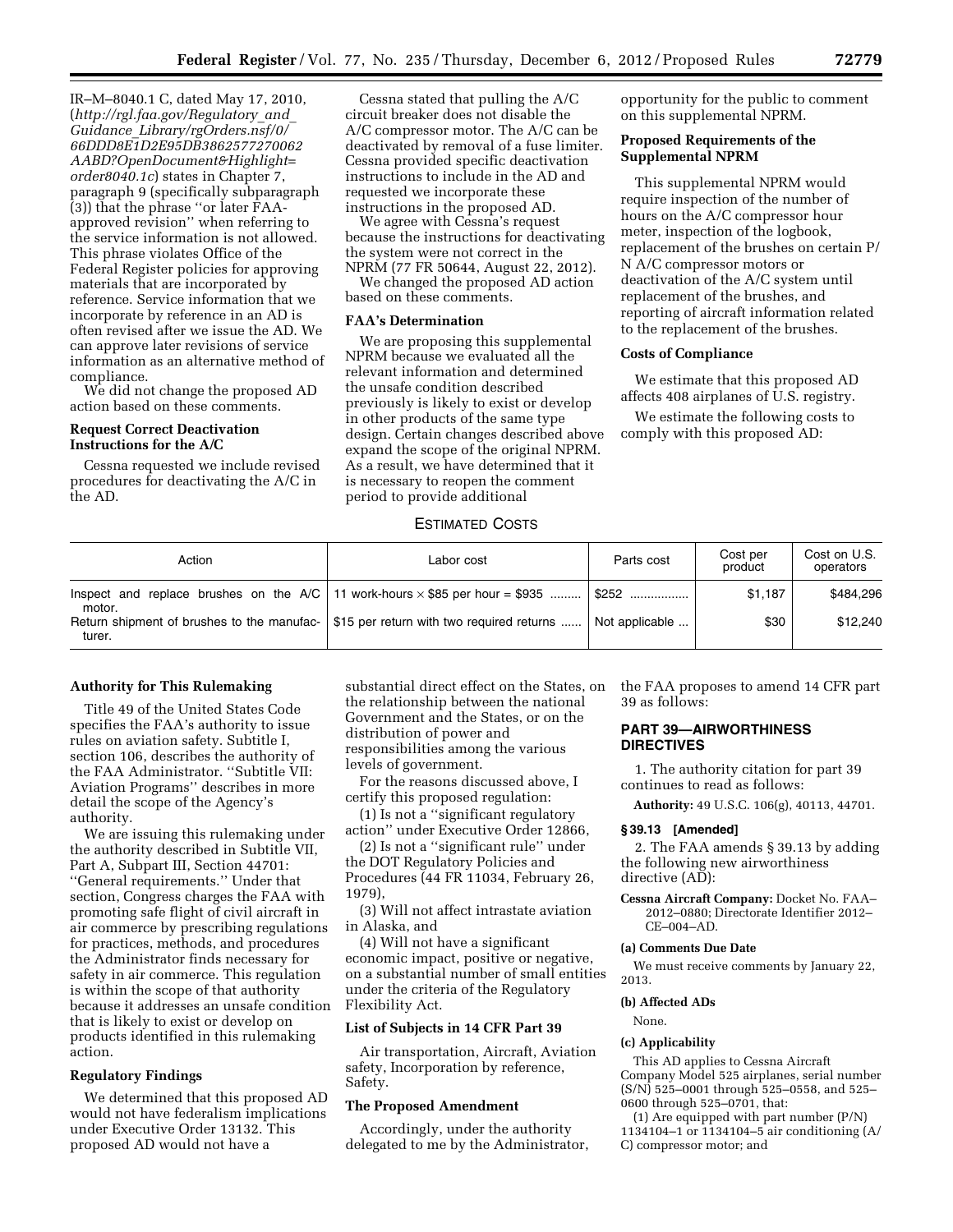IR–M–8040.1 C, dated May 17, 2010, (http://rgl.faa.gov/Regulatory_and_Guidance_Library/rgOrders.nsf/0/66DDD8E1D2E95DB3862577270062AABD?OpenDocument&Highlight=order8040.1c) states in Chapter 7, paragraph 9 (specifically subparagraph (3)) that the phrase ''or later FAA-approved revision'' when referring to the service information is not allowed. This phrase violates Office of the Federal Register policies for approving materials that are incorporated by reference. Service information that we incorporate by reference in an AD is often revised after we issue the AD. We can approve later revisions of service information as an alternative method of compliance.

We did not change the proposed AD action based on these comments.

**Request Correct Deactivation Instructions for the A/C**

Cessna requested we include revised procedures for deactivating the A/C in the AD.

Cessna stated that pulling the A/C circuit breaker does not disable the A/C compressor motor. The A/C can be deactivated by removal of a fuse limiter. Cessna provided specific deactivation instructions to include in the AD and requested we incorporate these instructions in the proposed AD.

We agree with Cessna's request because the instructions for deactivating the system were not correct in the NPRM (77 FR 50644, August 22, 2012).

We changed the proposed AD action based on these comments.

**FAA's Determination**

We are proposing this supplemental NPRM because we evaluated all the relevant information and determined the unsafe condition described previously is likely to exist or develop in other products of the same type design. Certain changes described above expand the scope of the original NPRM. As a result, we have determined that it is necessary to reopen the comment period to provide additional opportunity for the public to comment on this supplemental NPRM.

**Proposed Requirements of the Supplemental NPRM**

This supplemental NPRM would require inspection of the number of hours on the A/C compressor hour meter, inspection of the logbook, replacement of the brushes on certain P/N A/C compressor motors or deactivation of the A/C system until replacement of the brushes, and reporting of aircraft information related to the replacement of the brushes.

**Costs of Compliance**

We estimate that this proposed AD affects 408 airplanes of U.S. registry.

We estimate the following costs to comply with this proposed AD:

ESTIMATED COSTS

| Action | Labor cost | Parts cost | Cost per product | Cost on U.S. operators |
|---|---|---|---|---|
| Inspect and replace brushes on the A/C motor. | 11 work-hours × $85 per hour = $935 | $252 | $1,187 | $484,296 |
| Return shipment of brushes to the manufacturer. | $15 per return with two required returns | Not applicable | $30 | $12,240 |

**Authority for This Rulemaking**

Title 49 of the United States Code specifies the FAA's authority to issue rules on aviation safety. Subtitle I, section 106, describes the authority of the FAA Administrator. ''Subtitle VII: Aviation Programs'' describes in more detail the scope of the Agency's authority.

We are issuing this rulemaking under the authority described in Subtitle VII, Part A, Subpart III, Section 44701: ''General requirements.'' Under that section, Congress charges the FAA with promoting safe flight of civil aircraft in air commerce by prescribing regulations for practices, methods, and procedures the Administrator finds necessary for safety in air commerce. This regulation is within the scope of that authority because it addresses an unsafe condition that is likely to exist or develop on products identified in this rulemaking action.

**Regulatory Findings**

We determined that this proposed AD would not have federalism implications under Executive Order 13132. This proposed AD would not have a substantial direct effect on the States, on the relationship between the national Government and the States, or on the distribution of power and responsibilities among the various levels of government.

For the reasons discussed above, I certify this proposed regulation:

(1) Is not a ''significant regulatory action'' under Executive Order 12866,

(2) Is not a ''significant rule'' under the DOT Regulatory Policies and Procedures (44 FR 11034, February 26, 1979),

(3) Will not affect intrastate aviation in Alaska, and

(4) Will not have a significant economic impact, positive or negative, on a substantial number of small entities under the criteria of the Regulatory Flexibility Act.

**List of Subjects in 14 CFR Part 39**

Air transportation, Aircraft, Aviation safety, Incorporation by reference, Safety.

**The Proposed Amendment**

Accordingly, under the authority delegated to me by the Administrator, the FAA proposes to amend 14 CFR part 39 as follows:

**PART 39—AIRWORTHINESS DIRECTIVES**

1. The authority citation for part 39 continues to read as follows:

**Authority:** 49 U.S.C. 106(g), 40113, 44701.

**§ 39.13 [Amended]**

2. The FAA amends § 39.13 by adding the following new airworthiness directive (AD):

**Cessna Aircraft Company:** Docket No. FAA–2012–0880; Directorate Identifier 2012–CE–004–AD.

**(a) Comments Due Date**

We must receive comments by January 22, 2013.

**(b) Affected ADs**

None.

**(c) Applicability**

This AD applies to Cessna Aircraft Company Model 525 airplanes, serial number (S/N) 525–0001 through 525–0558, and 525–0600 through 525–0701, that:

(1) Are equipped with part number (P/N) 1134104–1 or 1134104–5 air conditioning (A/C) compressor motor; and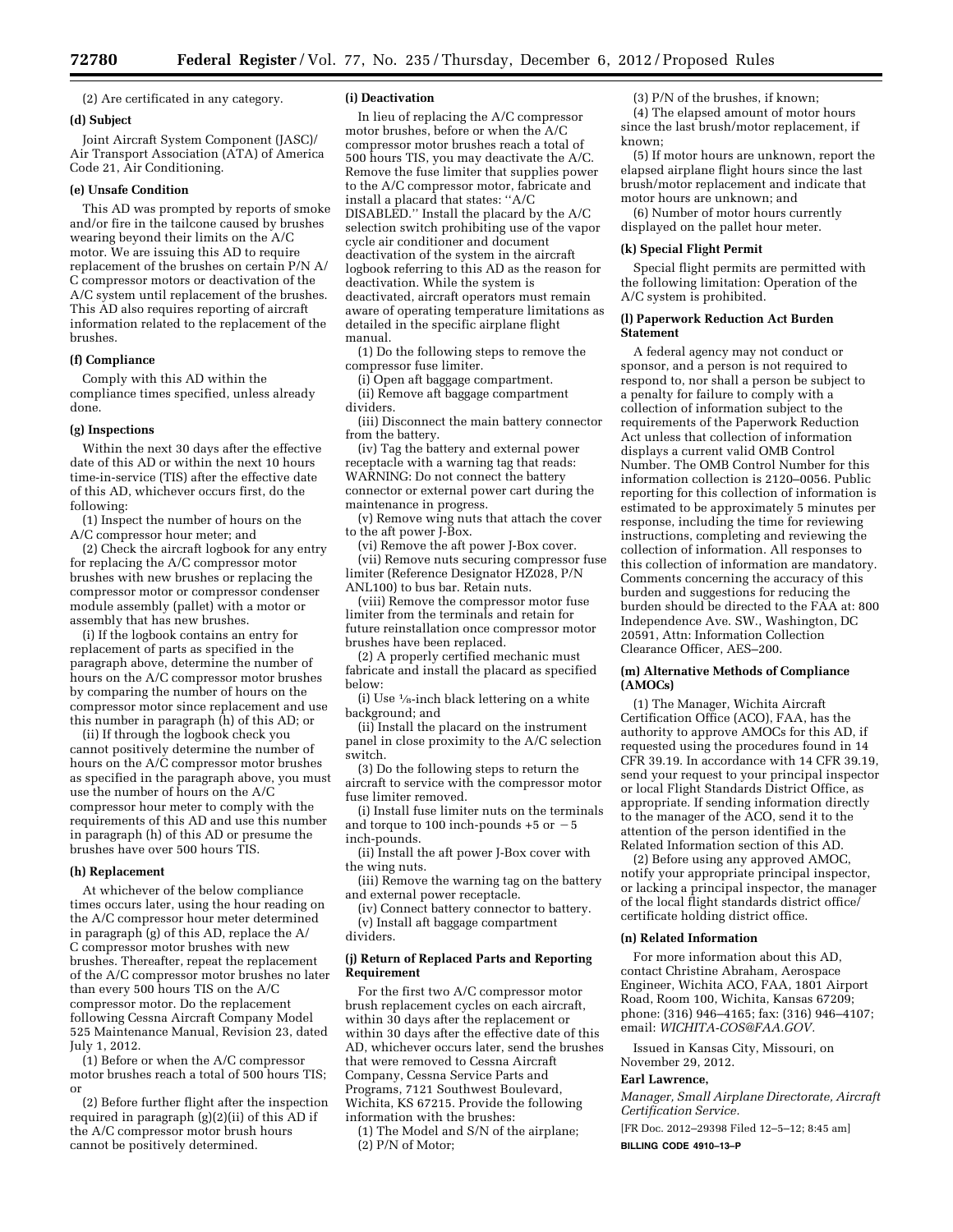(2) Are certificated in any category.

**(d) Subject**

Joint Aircraft System Component (JASC)/ Air Transport Association (ATA) of America Code 21, Air Conditioning.

**(e) Unsafe Condition**

This AD was prompted by reports of smoke and/or fire in the tailcone caused by brushes wearing beyond their limits on the A/C motor. We are issuing this AD to require replacement of the brushes on certain P/N A/C compressor motors or deactivation of the A/C system until replacement of the brushes. This AD also requires reporting of aircraft information related to the replacement of the brushes.

**(f) Compliance**

Comply with this AD within the compliance times specified, unless already done.

**(g) Inspections**

Within the next 30 days after the effective date of this AD or within the next 10 hours time-in-service (TIS) after the effective date of this AD, whichever occurs first, do the following:

(1) Inspect the number of hours on the A/C compressor hour meter; and

(2) Check the aircraft logbook for any entry for replacing the A/C compressor motor brushes with new brushes or replacing the compressor motor or compressor condenser module assembly (pallet) with a motor or assembly that has new brushes.

(i) If the logbook contains an entry for replacement of parts as specified in the paragraph above, determine the number of hours on the A/C compressor motor brushes by comparing the number of hours on the compressor motor since replacement and use this number in paragraph (h) of this AD; or

(ii) If through the logbook check you cannot positively determine the number of hours on the A/C compressor motor brushes as specified in the paragraph above, you must use the number of hours on the A/C compressor hour meter to comply with the requirements of this AD and use this number in paragraph (h) of this AD or presume the brushes have over 500 hours TIS.

**(h) Replacement**

At whichever of the below compliance times occurs later, using the hour reading on the A/C compressor hour meter determined in paragraph (g) of this AD, replace the A/C compressor motor brushes with new brushes. Thereafter, repeat the replacement of the A/C compressor motor brushes no later than every 500 hours TIS on the A/C compressor motor. Do the replacement following Cessna Aircraft Company Model 525 Maintenance Manual, Revision 23, dated July 1, 2012.

(1) Before or when the A/C compressor motor brushes reach a total of 500 hours TIS; or

(2) Before further flight after the inspection required in paragraph (g)(2)(ii) of this AD if the A/C compressor motor brush hours cannot be positively determined.

**(i) Deactivation**

In lieu of replacing the A/C compressor motor brushes, before or when the A/C compressor motor brushes reach a total of 500 hours TIS, you may deactivate the A/C. Remove the fuse limiter that supplies power to the A/C compressor motor, fabricate and install a placard that states: "A/C DISABLED." Install the placard by the A/C selection switch prohibiting use of the vapor cycle air conditioner and document deactivation of the system in the aircraft logbook referring to this AD as the reason for deactivation. While the system is deactivated, aircraft operators must remain aware of operating temperature limitations as detailed in the specific airplane flight manual.

(1) Do the following steps to remove the compressor fuse limiter.

(i) Open aft baggage compartment.

(ii) Remove aft baggage compartment dividers.

(iii) Disconnect the main battery connector from the battery.

(iv) Tag the battery and external power receptacle with a warning tag that reads: WARNING: Do not connect the battery connector or external power cart during the maintenance in progress.

(v) Remove wing nuts that attach the cover to the aft power J-Box.

(vi) Remove the aft power J-Box cover.

(vii) Remove nuts securing compressor fuse limiter (Reference Designator HZ028, P/N ANL100) to bus bar. Retain nuts.

(viii) Remove the compressor motor fuse limiter from the terminals and retain for future reinstallation once compressor motor brushes have been replaced.

(2) A properly certified mechanic must fabricate and install the placard as specified below:

(i) Use ⅛-inch black lettering on a white background; and

(ii) Install the placard on the instrument panel in close proximity to the A/C selection switch.

(3) Do the following steps to return the aircraft to service with the compressor motor fuse limiter removed.

(i) Install fuse limiter nuts on the terminals and torque to 100 inch-pounds +5 or −5 inch-pounds.

(ii) Install the aft power J-Box cover with the wing nuts.

(iii) Remove the warning tag on the battery and external power receptacle.

(iv) Connect battery connector to battery.

(v) Install aft baggage compartment dividers.

**(j) Return of Replaced Parts and Reporting Requirement**

For the first two A/C compressor motor brush replacement cycles on each aircraft, within 30 days after the replacement or within 30 days after the effective date of this AD, whichever occurs later, send the brushes that were removed to Cessna Aircraft Company, Cessna Service Parts and Programs, 7121 Southwest Boulevard, Wichita, KS 67215. Provide the following information with the brushes:

(1) The Model and S/N of the airplane;

(2) P/N of Motor;

(3) P/N of the brushes, if known;

(4) The elapsed amount of motor hours since the last brush/motor replacement, if known;

(5) If motor hours are unknown, report the elapsed airplane flight hours since the last brush/motor replacement and indicate that motor hours are unknown; and

(6) Number of motor hours currently displayed on the pallet hour meter.

**(k) Special Flight Permit**

Special flight permits are permitted with the following limitation: Operation of the A/C system is prohibited.

**(l) Paperwork Reduction Act Burden Statement**

A federal agency may not conduct or sponsor, and a person is not required to respond to, nor shall a person be subject to a penalty for failure to comply with a collection of information subject to the requirements of the Paperwork Reduction Act unless that collection of information displays a current valid OMB Control Number. The OMB Control Number for this information collection is 2120–0056. Public reporting for this collection of information is estimated to be approximately 5 minutes per response, including the time for reviewing instructions, completing and reviewing the collection of information. All responses to this collection of information are mandatory. Comments concerning the accuracy of this burden and suggestions for reducing the burden should be directed to the FAA at: 800 Independence Ave. SW., Washington, DC 20591, Attn: Information Collection Clearance Officer, AES–200.

**(m) Alternative Methods of Compliance (AMOCs)**

(1) The Manager, Wichita Aircraft Certification Office (ACO), FAA, has the authority to approve AMOCs for this AD, if requested using the procedures found in 14 CFR 39.19. In accordance with 14 CFR 39.19, send your request to your principal inspector or local Flight Standards District Office, as appropriate. If sending information directly to the manager of the ACO, send it to the attention of the person identified in the Related Information section of this AD.

(2) Before using any approved AMOC, notify your appropriate principal inspector, or lacking a principal inspector, the manager of the local flight standards district office/certificate holding district office.

**(n) Related Information**

For more information about this AD, contact Christine Abraham, Aerospace Engineer, Wichita ACO, FAA, 1801 Airport Road, Room 100, Wichita, Kansas 67209; phone: (316) 946–4165; fax: (316) 946–4107; email: *WICHITA-COS@FAA.GOV*.

Issued in Kansas City, Missouri, on November 29, 2012.

**Earl Lawrence,**

*Manager, Small Airplane Directorate, Aircraft Certification Service.*

[FR Doc. 2012–29398 Filed 12–5–12; 8:45 am]

**BILLING CODE 4910–13–P**